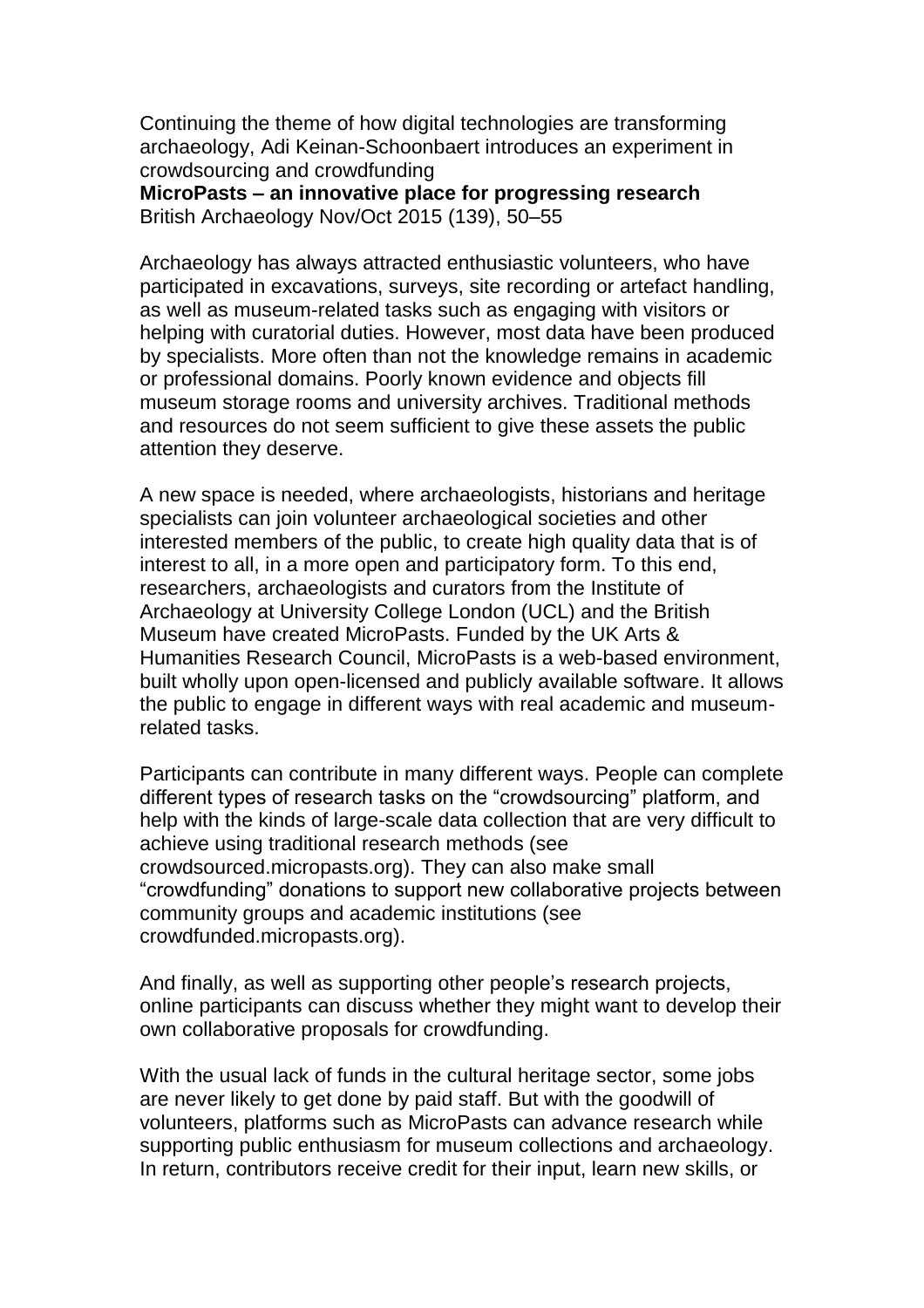Continuing the theme of how digital technologies are transforming archaeology, Adi Keinan-Schoonbaert introduces an experiment in crowdsourcing and crowdfunding

**MicroPasts – an innovative place for progressing research**

British Archaeology Nov/Oct 2015 (139), 50–55

Archaeology has always attracted enthusiastic volunteers, who have participated in excavations, surveys, site recording or artefact handling, as well as museum-related tasks such as engaging with visitors or helping with curatorial duties. However, most data have been produced by specialists. More often than not the knowledge remains in academic or professional domains. Poorly known evidence and objects fill museum storage rooms and university archives. Traditional methods and resources do not seem sufficient to give these assets the public attention they deserve.

A new space is needed, where archaeologists, historians and heritage specialists can join volunteer archaeological societies and other interested members of the public, to create high quality data that is of interest to all, in a more open and participatory form. To this end, researchers, archaeologists and curators from the Institute of Archaeology at University College London (UCL) and the British Museum have created MicroPasts. Funded by the UK Arts & Humanities Research Council, MicroPasts is a web-based environment, built wholly upon open-licensed and publicly available software. It allows the public to engage in different ways with real academic and museum-related tasks.

Participants can contribute in many different ways. People can complete different types of research tasks on the "crowdsourcing" platform, and help with the kinds of large-scale data collection that are very difficult to achieve using traditional research methods (see crowdsourced.micropasts.org). They can also make small "crowdfunding" donations to support new collaborative projects between community groups and academic institutions (see crowdfunded.micropasts.org).

And finally, as well as supporting other people's research projects, online participants can discuss whether they might want to develop their own collaborative proposals for crowdfunding.

With the usual lack of funds in the cultural heritage sector, some jobs are never likely to get done by paid staff. But with the goodwill of volunteers, platforms such as MicroPasts can advance research while supporting public enthusiasm for museum collections and archaeology. In return, contributors receive credit for their input, learn new skills, or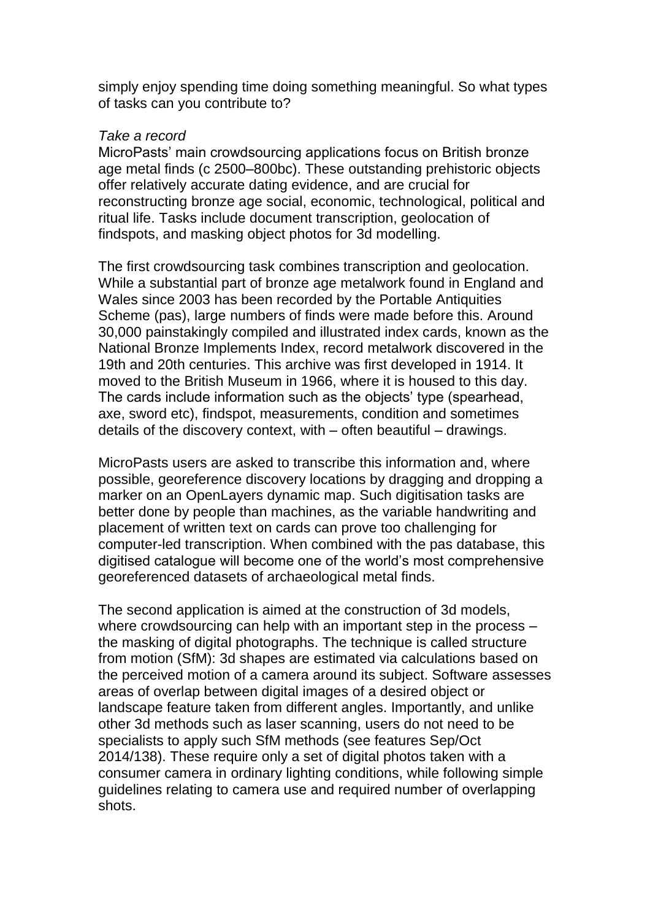simply enjoy spending time doing something meaningful. So what types of tasks can you contribute to?

*Take a record*

MicroPasts' main crowdsourcing applications focus on British bronze age metal finds (c 2500–800bc). These outstanding prehistoric objects offer relatively accurate dating evidence, and are crucial for reconstructing bronze age social, economic, technological, political and ritual life. Tasks include document transcription, geolocation of findspots, and masking object photos for 3d modelling.

The first crowdsourcing task combines transcription and geolocation. While a substantial part of bronze age metalwork found in England and Wales since 2003 has been recorded by the Portable Antiquities Scheme (pas), large numbers of finds were made before this. Around 30,000 painstakingly compiled and illustrated index cards, known as the National Bronze Implements Index, record metalwork discovered in the 19th and 20th centuries. This archive was first developed in 1914. It moved to the British Museum in 1966, where it is housed to this day. The cards include information such as the objects' type (spearhead, axe, sword etc), findspot, measurements, condition and sometimes details of the discovery context, with – often beautiful – drawings.

MicroPasts users are asked to transcribe this information and, where possible, georeference discovery locations by dragging and dropping a marker on an OpenLayers dynamic map. Such digitisation tasks are better done by people than machines, as the variable handwriting and placement of written text on cards can prove too challenging for computer-led transcription. When combined with the pas database, this digitised catalogue will become one of the world's most comprehensive georeferenced datasets of archaeological metal finds.

The second application is aimed at the construction of 3d models, where crowdsourcing can help with an important step in the process – the masking of digital photographs. The technique is called structure from motion (SfM): 3d shapes are estimated via calculations based on the perceived motion of a camera around its subject. Software assesses areas of overlap between digital images of a desired object or landscape feature taken from different angles. Importantly, and unlike other 3d methods such as laser scanning, users do not need to be specialists to apply such SfM methods (see features Sep/Oct 2014/138). These require only a set of digital photos taken with a consumer camera in ordinary lighting conditions, while following simple guidelines relating to camera use and required number of overlapping shots.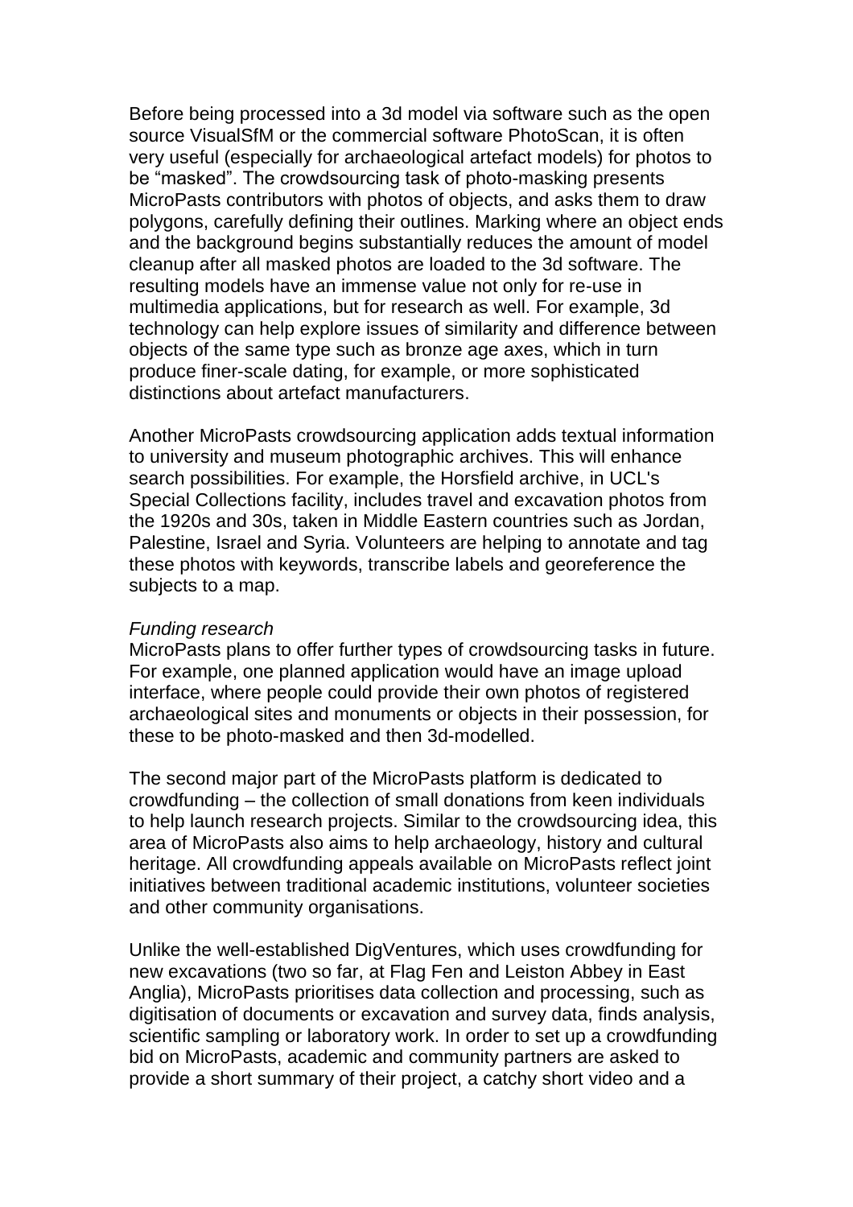Before being processed into a 3d model via software such as the open source VisualSfM or the commercial software PhotoScan, it is often very useful (especially for archaeological artefact models) for photos to be “masked”. The crowdsourcing task of photo-masking presents MicroPasts contributors with photos of objects, and asks them to draw polygons, carefully defining their outlines. Marking where an object ends and the background begins substantially reduces the amount of model cleanup after all masked photos are loaded to the 3d software. The resulting models have an immense value not only for re-use in multimedia applications, but for research as well. For example, 3d technology can help explore issues of similarity and difference between objects of the same type such as bronze age axes, which in turn produce finer-scale dating, for example, or more sophisticated distinctions about artefact manufacturers.

Another MicroPasts crowdsourcing application adds textual information to university and museum photographic archives. This will enhance search possibilities. For example, the Horsfield archive, in UCL's Special Collections facility, includes travel and excavation photos from the 1920s and 30s, taken in Middle Eastern countries such as Jordan, Palestine, Israel and Syria. Volunteers are helping to annotate and tag these photos with keywords, transcribe labels and georeference the subjects to a map.

*Funding research*

MicroPasts plans to offer further types of crowdsourcing tasks in future. For example, one planned application would have an image upload interface, where people could provide their own photos of registered archaeological sites and monuments or objects in their possession, for these to be photo-masked and then 3d-modelled.

The second major part of the MicroPasts platform is dedicated to crowdfunding – the collection of small donations from keen individuals to help launch research projects. Similar to the crowdsourcing idea, this area of MicroPasts also aims to help archaeology, history and cultural heritage. All crowdfunding appeals available on MicroPasts reflect joint initiatives between traditional academic institutions, volunteer societies and other community organisations.

Unlike the well-established DigVentures, which uses crowdfunding for new excavations (two so far, at Flag Fen and Leiston Abbey in East Anglia), MicroPasts prioritises data collection and processing, such as digitisation of documents or excavation and survey data, finds analysis, scientific sampling or laboratory work. In order to set up a crowdfunding bid on MicroPasts, academic and community partners are asked to provide a short summary of their project, a catchy short video and a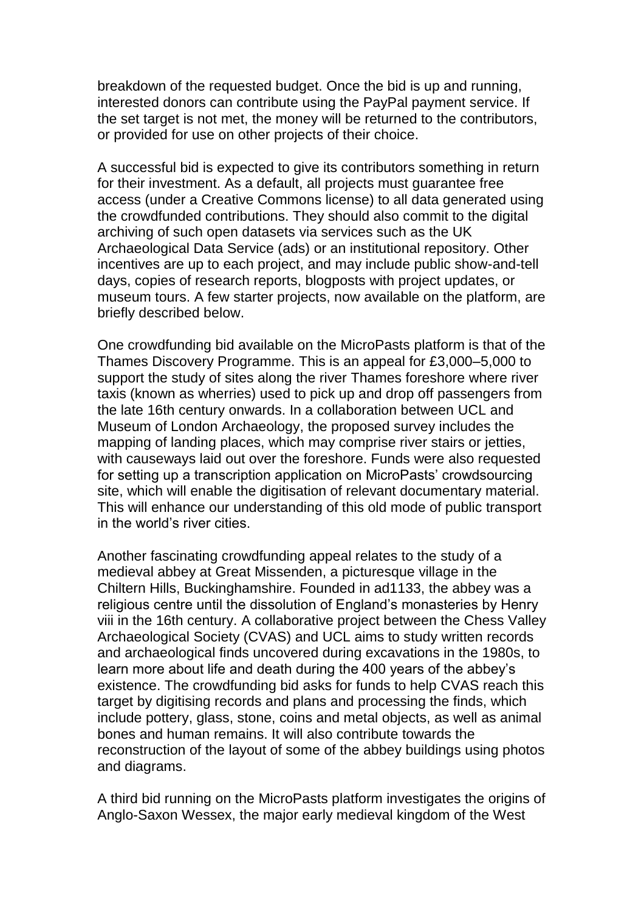breakdown of the requested budget. Once the bid is up and running, interested donors can contribute using the PayPal payment service. If the set target is not met, the money will be returned to the contributors, or provided for use on other projects of their choice.

A successful bid is expected to give its contributors something in return for their investment. As a default, all projects must guarantee free access (under a Creative Commons license) to all data generated using the crowdfunded contributions. They should also commit to the digital archiving of such open datasets via services such as the UK Archaeological Data Service (ads) or an institutional repository. Other incentives are up to each project, and may include public show-and-tell days, copies of research reports, blogposts with project updates, or museum tours. A few starter projects, now available on the platform, are briefly described below.

One crowdfunding bid available on the MicroPasts platform is that of the Thames Discovery Programme. This is an appeal for £3,000–5,000 to support the study of sites along the river Thames foreshore where river taxis (known as wherries) used to pick up and drop off passengers from the late 16th century onwards. In a collaboration between UCL and Museum of London Archaeology, the proposed survey includes the mapping of landing places, which may comprise river stairs or jetties, with causeways laid out over the foreshore. Funds were also requested for setting up a transcription application on MicroPasts' crowdsourcing site, which will enable the digitisation of relevant documentary material. This will enhance our understanding of this old mode of public transport in the world's river cities.

Another fascinating crowdfunding appeal relates to the study of a medieval abbey at Great Missenden, a picturesque village in the Chiltern Hills, Buckinghamshire. Founded in ad1133, the abbey was a religious centre until the dissolution of England's monasteries by Henry viii in the 16th century. A collaborative project between the Chess Valley Archaeological Society (CVAS) and UCL aims to study written records and archaeological finds uncovered during excavations in the 1980s, to learn more about life and death during the 400 years of the abbey's existence. The crowdfunding bid asks for funds to help CVAS reach this target by digitising records and plans and processing the finds, which include pottery, glass, stone, coins and metal objects, as well as animal bones and human remains. It will also contribute towards the reconstruction of the layout of some of the abbey buildings using photos and diagrams.

A third bid running on the MicroPasts platform investigates the origins of Anglo-Saxon Wessex, the major early medieval kingdom of the West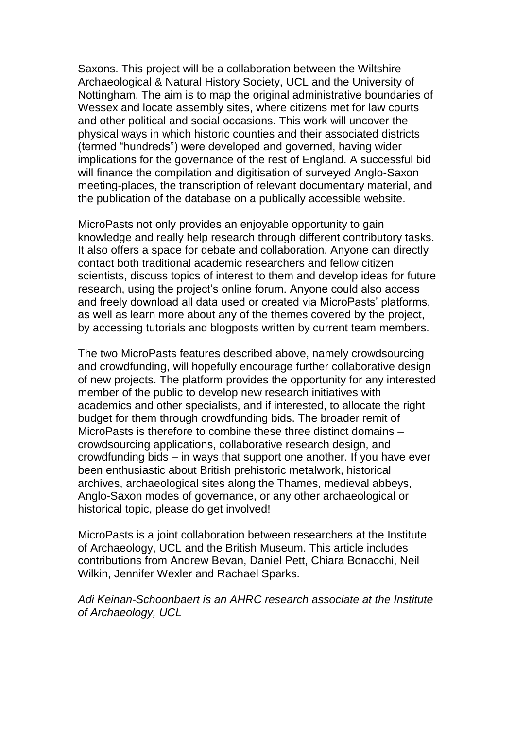Saxons. This project will be a collaboration between the Wiltshire Archaeological & Natural History Society, UCL and the University of Nottingham. The aim is to map the original administrative boundaries of Wessex and locate assembly sites, where citizens met for law courts and other political and social occasions. This work will uncover the physical ways in which historic counties and their associated districts (termed "hundreds") were developed and governed, having wider implications for the governance of the rest of England. A successful bid will finance the compilation and digitisation of surveyed Anglo-Saxon meeting-places, the transcription of relevant documentary material, and the publication of the database on a publically accessible website.

MicroPasts not only provides an enjoyable opportunity to gain knowledge and really help research through different contributory tasks. It also offers a space for debate and collaboration. Anyone can directly contact both traditional academic researchers and fellow citizen scientists, discuss topics of interest to them and develop ideas for future research, using the project's online forum. Anyone could also access and freely download all data used or created via MicroPasts' platforms, as well as learn more about any of the themes covered by the project, by accessing tutorials and blogposts written by current team members.

The two MicroPasts features described above, namely crowdsourcing and crowdfunding, will hopefully encourage further collaborative design of new projects. The platform provides the opportunity for any interested member of the public to develop new research initiatives with academics and other specialists, and if interested, to allocate the right budget for them through crowdfunding bids. The broader remit of MicroPasts is therefore to combine these three distinct domains – crowdsourcing applications, collaborative research design, and crowdfunding bids – in ways that support one another. If you have ever been enthusiastic about British prehistoric metalwork, historical archives, archaeological sites along the Thames, medieval abbeys, Anglo-Saxon modes of governance, or any other archaeological or historical topic, please do get involved!

MicroPasts is a joint collaboration between researchers at the Institute of Archaeology, UCL and the British Museum. This article includes contributions from Andrew Bevan, Daniel Pett, Chiara Bonacchi, Neil Wilkin, Jennifer Wexler and Rachael Sparks.

*Adi Keinan-Schoonbaert is an AHRC research associate at the Institute of Archaeology, UCL*